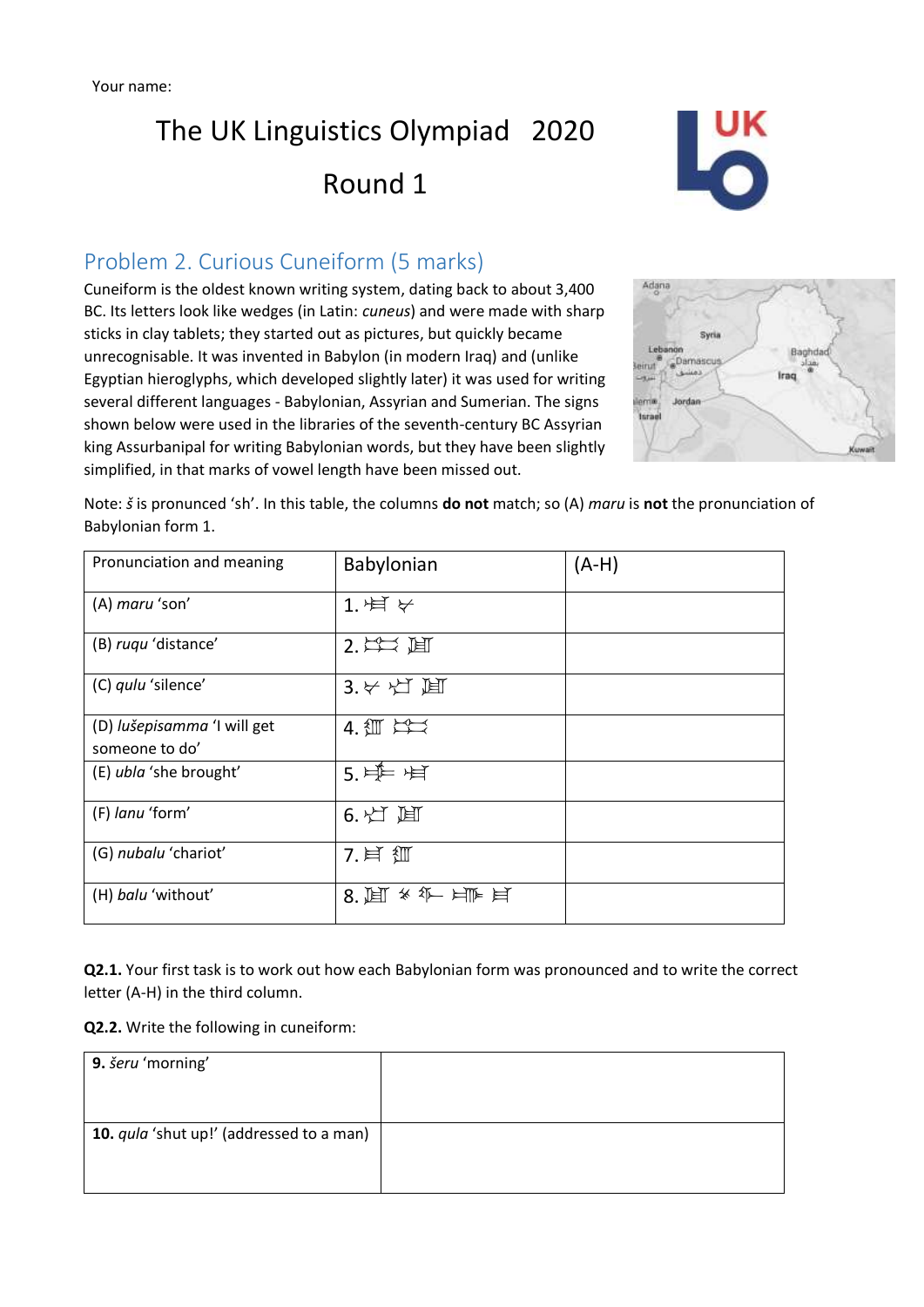Your name:

# The UK Linguistics Olympiad 2020

# Round 1

## Problem 2. Curious Cuneiform (5 marks)

Cuneiform is the oldest known writing system, dating back to about 3,400 BC. Its letters look like wedges (in Latin: *cuneus*) and were made with sharp sticks in clay tablets; they started out as pictures, but quickly became unrecognisable. It was invented in Babylon (in modern Iraq) and (unlike Egyptian hieroglyphs, which developed slightly later) it was used for writing several different languages - Babylonian, Assyrian and Sumerian. The signs shown below were used in the libraries of the seventh-century BC Assyrian king Assurbanipal for writing Babylonian words, but they have been slightly simplified, in that marks of vowel length have been missed out.

Note: *š* is pronounced 'sh'. In this table, the columns **do not** match; so (A) *maru* is **not** the pronunciation of Babylonian form 1.

| Pronunciation and meaning | Babylonian | (A-H) |
|---|---|---|
| (A) *maru* 'son' | 1. | |
| (B) *ruqu* 'distance' | 2. | |
| (C) *qulu* 'silence' | 3. | |
| (D) *lušepisamma* 'I will get someone to do' | 4. | |
| (E) *ubla* 'she brought' | 5. | |
| (F) *lanu* 'form' | 6. | |
| (G) *nubalu* 'chariot' | 7. | |
| (H) *balu* 'without' | 8. | |

**Q2.1.** Your first task is to work out how each Babylonian form was pronounced and to write the correct letter (A-H) in the third column.

**Q2.2.** Write the following in cuneiform:

| | |
|---|---|
| **9.** *šeru* 'morning' | |
| **10.** *qula* 'shut up!' (addressed to a man) | |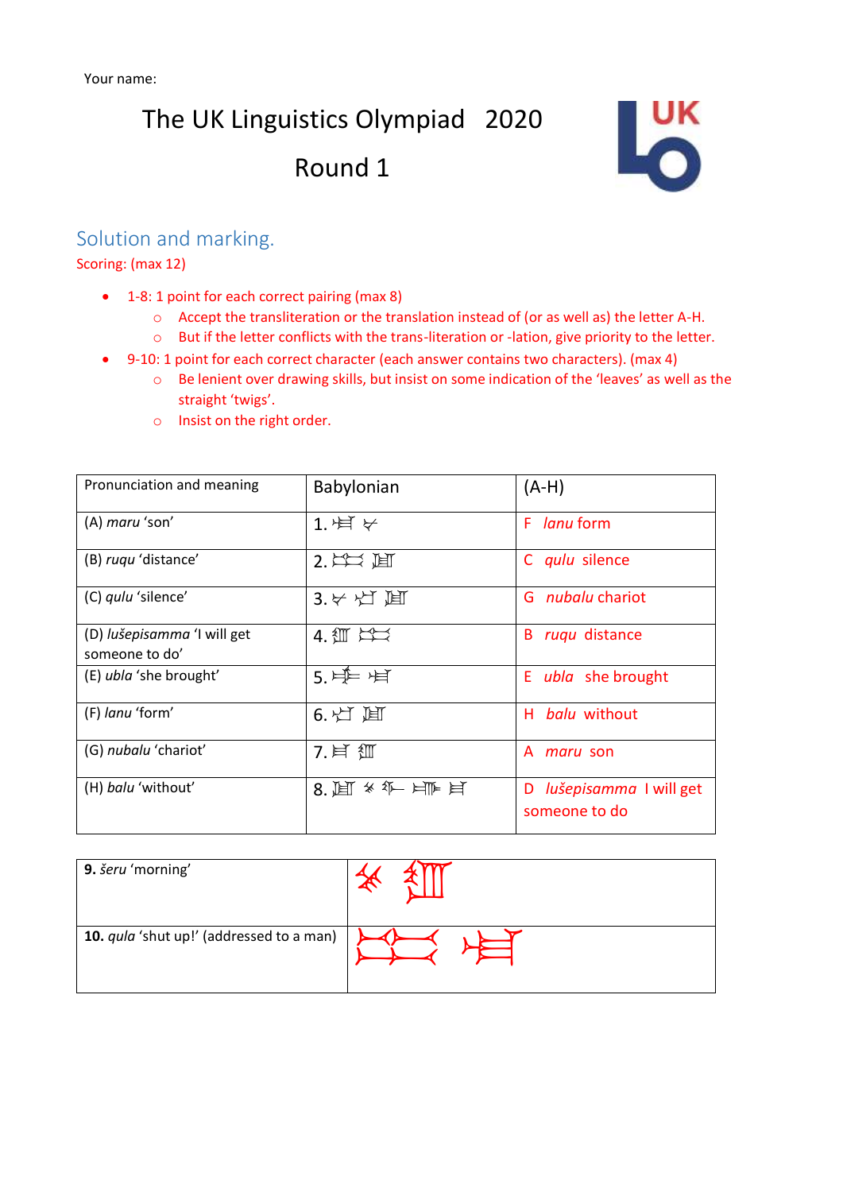Your name:

# The UK Linguistics Olympiad 2020

## Round 1

### Solution and marking.

Scoring: (max 12)

- 1-8: 1 point for each correct pairing (max 8)
  - Accept the transliteration or the translation instead of (or as well as) the letter A-H.
  - But if the letter conflicts with the trans-literation or -lation, give priority to the letter.
- 9-10: 1 point for each correct character (each answer contains two characters). (max 4)
  - Be lenient over drawing skills, but insist on some indication of the 'leaves' as well as the straight 'twigs'.
  - Insist on the right order.

| Pronunciation and meaning | Babylonian | (A-H) |
|---|---|---|
| (A) *maru* 'son' | 1. | F *lanu* form |
| (B) *ruqu* 'distance' | 2. | C *qulu* silence |
| (C) *qulu* 'silence' | 3. | G *nubalu* chariot |
| (D) *lušepisamma* 'I will get someone to do' | 4. | B *ruqu* distance |
| (E) *ubla* 'she brought' | 5. | E *ubla* she brought |
| (F) *lanu* 'form' | 6. | H *balu* without |
| (G) *nubalu* 'chariot' | 7. | A *maru* son |
| (H) *balu* 'without' | 8. | D *lušepisamma* I will get someone to do |

| | |
|---|---|
| **9.** *šeru* 'morning' | |
| **10.** *qula* 'shut up!' (addressed to a man) | |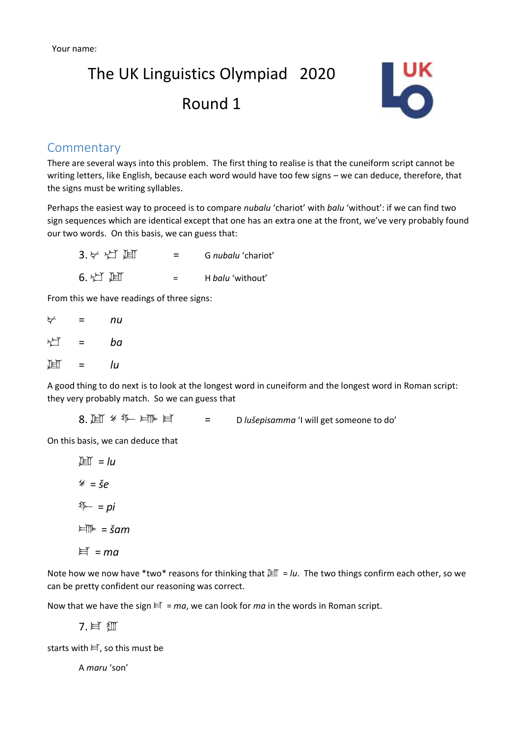Your name:

# The UK Linguistics Olympiad 2020

## Round 1

## Commentary

There are several ways into this problem. The first thing to realise is that the cuneiform script cannot be writing letters, like English, because each word would have too few signs – we can deduce, therefore, that the signs must be writing syllables.

Perhaps the easiest way to proceed is to compare *nubalu* 'chariot' with *balu* 'without': if we can find two sign sequences which are identical except that one has an extra one at the front, we've very probably found our two words. On this basis, we can guess that:

3. 𒉡 𒁀 𒇻 = G *nubalu* 'chariot'

6. 𒁀 𒇻 = H *balu* 'without'

From this we have readings of three signs:

𒉡 = *nu*

𒁀 = *ba*

𒇻 = *lu*

A good thing to do next is to look at the longest word in cuneiform and the longest word in Roman script: they very probably match. So we can guess that

8. 𒇻 𒊺 𒁉 𒉚 𒈠 = D *lušepisamma* 'I will get someone to do'

On this basis, we can deduce that

𒇻 = *lu*

𒊺 = *še*

𒁉 = *pi*

𒉚 = *šam*

𒈠 = *ma*

Note how we now have \*two\* reasons for thinking that 𒇻 = *lu*. The two things confirm each other, so we can be pretty confident our reasoning was correct.

Now that we have the sign 𒈠 = *ma*, we can look for *ma* in the words in Roman script.

7. 𒈠 𒊒

starts with 𒈠, so this must be

A *maru* 'son'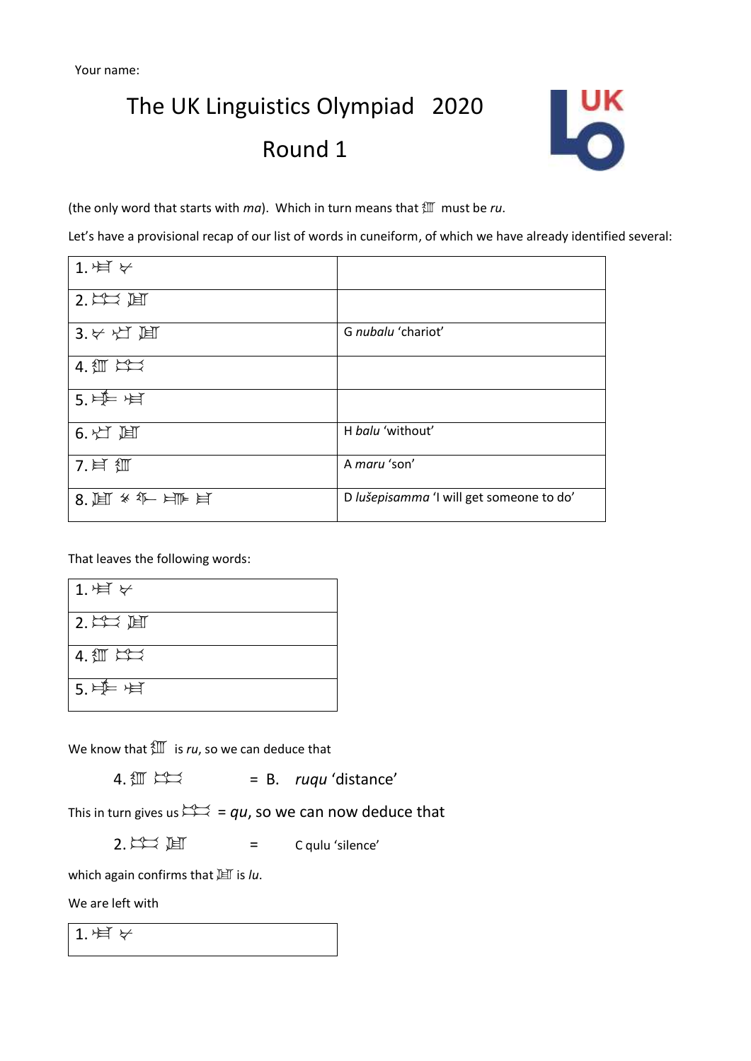Your name:

# The UK Linguistics Olympiad 2020

## Round 1

(the only word that starts with *ma*). Which in turn means that 𒊒 must be *ru*.

Let's have a provisional recap of our list of words in cuneiform, of which we have already identified several:

| | |
|---|---|
| 1. 𒉌 𒁀 | |
| 2. 𒄣 𒇻 | |
| 3. 𒁀 𒁄 𒇻 | G *nubalu* 'chariot' |
| 4. 𒊒 𒄣 | |
| 5. 𒊺 𒉌 | |
| 6. 𒁄 𒇻 | H *balu* 'without' |
| 7. 𒈠 𒊒 | A *maru* 'son' |
| 8. 𒇻 𒊺 𒁉 𒊓 𒈠 | D *lušepisamma* 'I will get someone to do' |

That leaves the following words:

| |
|---|
| 1. 𒉌 𒁀 |
| 2. 𒄣 𒇻 |
| 4. 𒊒 𒄣 |
| 5. 𒊺 𒉌 |

We know that 𒊒 is *ru*, so we can deduce that

4. 𒊒 𒄣 = B. *ruqu* 'distance'

This in turn gives us 𒄣 = *qu*, so we can now deduce that

2. 𒄣 𒇻 = C qulu 'silence'

which again confirms that 𒇻 is *lu*.

We are left with

| |
|---|
| 1. 𒉌 𒁀 |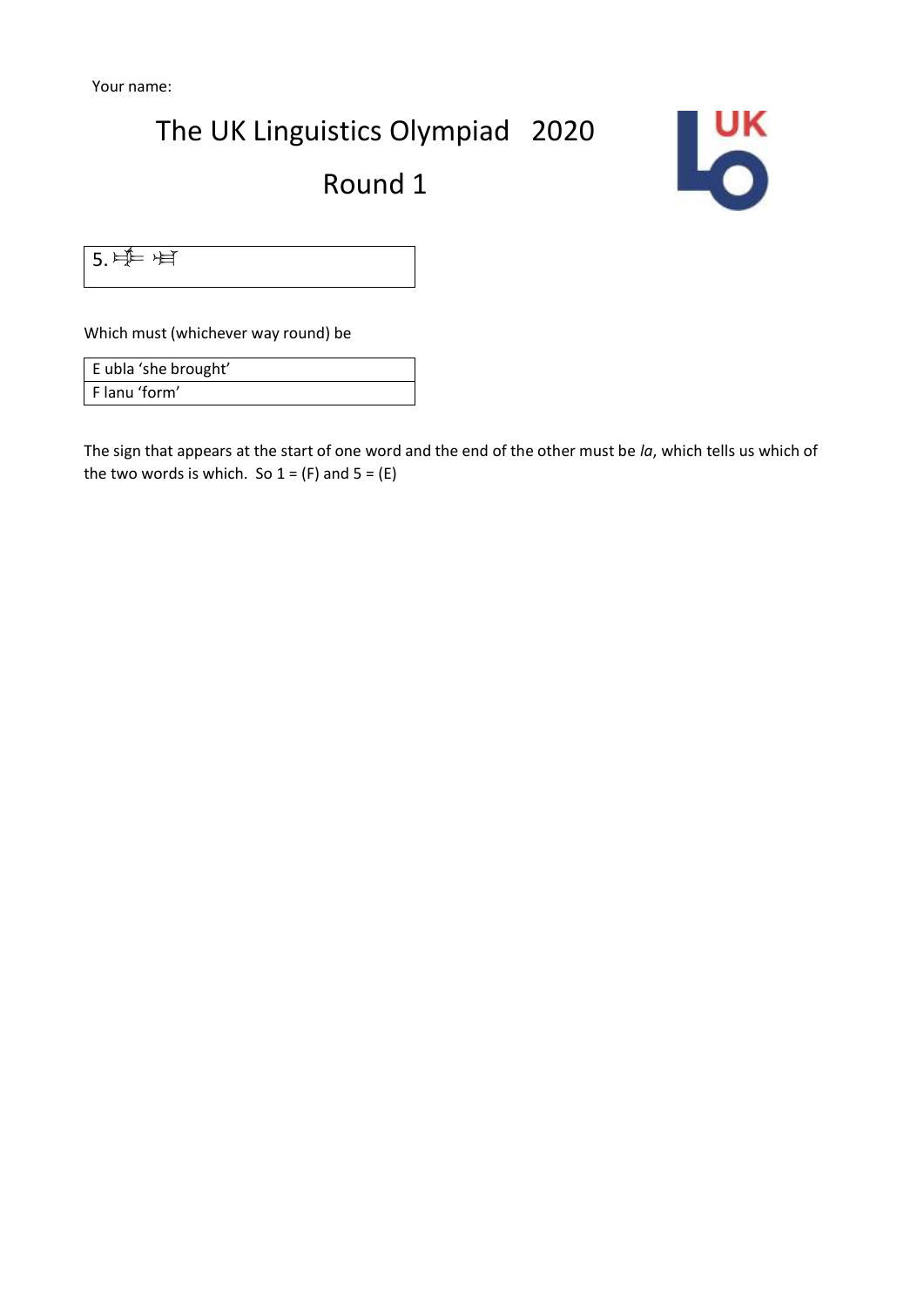Your name:

# The UK Linguistics Olympiad 2020

## Round 1

| |
|---|
| 5. 𒆷 𒉡 |

Which must (whichever way round) be

| | |
|---|---|
| E | ubla 'she brought' |
| F | lanu 'form' |

The sign that appears at the start of one word and the end of the other must be *la*, which tells us which of the two words is which. So 1 = (F) and 5 = (E)